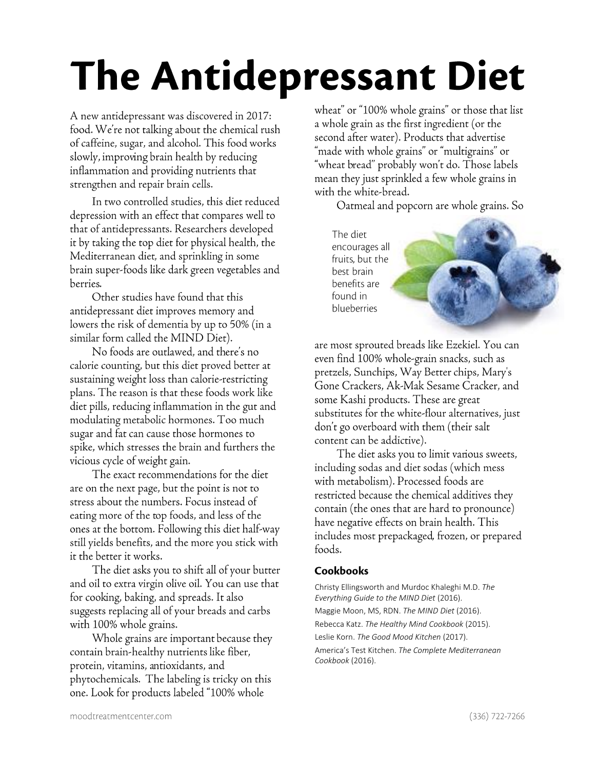# The Antidepressant Diet

A new antidepressant was discovered in 2017: food. We're not talking about the chemical rush of caffeine, sugar, and alcohol. This food works slowly, improving brain health by reducing inflammation and providing nutrients that strengthen and repair brain cells.

In two controlled studies, this diet reduced depression with an effect that compares well to that of antidepressants. Researchers developed it by taking the top diet for physical health, the Mediterranean diet, and sprinkling in some brain super-foods like dark green vegetables and berries.

Other studies have found that this antidepressant diet improves memory and lowers the risk of dementia by up to 50% (in a similar form called the MIND Diet).

No foods are outlawed, and there's no calorie counting, but this diet proved better at sustaining weight loss than calorie-restricting plans. The reason is that these foods work like diet pills, reducing inflammation in the gut and modulating metabolic hormones. Too much sugar and fat can cause those hormones to spike, which stresses the brain and furthers the vicious cycle of weight gain.

The exact recommendations for the diet are on the next page, but the point is not to stress about the numbers. Focus instead of eating more of the top foods, and less of the ones at the bottom. Following this diet half-way still yields benefits, and the more you stick with it the better it works.

The diet asks you to shift all of your butter and oil to extra virgin olive oil. You can use that for cooking, baking, and spreads. It also suggests replacing all of your breads and carbs with 100% whole grains.

Whole grains are important because they contain brain-healthy nutrients like fiber, protein, vitamins, antioxidants, and phytochemicals. The labeling is tricky on this one. Look for products labeled "100% whole wheat" or "100% whole grains" or those that list a whole grain as the first ingredient (or the second after water). Products that advertise "made with whole grains" or "multigrains" or "wheat bread" probably won't do. Those labels mean they just sprinkled a few whole grains in with the white-bread.

Oatmeal and popcorn are whole grains. So are most sprouted breads like Ezekiel. You can even find 100% whole-grain snacks, such as pretzels, Sunchips, Way Better chips, Mary's Gone Crackers, Ak-Mak Sesame Cracker, and some Kashi products. These are great substitutes for the white-flour alternatives, just don't go overboard with them (their salt content can be addictive).

The diet encourages all fruits, but the best brain benefits are found in blueberries

The diet asks you to limit various sweets, including sodas and diet sodas (which mess with metabolism). Processed foods are restricted because the chemical additives they contain (the ones that are hard to pronounce) have negative effects on brain health. This includes most prepackaged, frozen, or prepared foods.

### Cookbooks

Christy Ellingsworth and Murdoc Khaleghi M.D. *The Everything Guide to the MIND Diet* (2016).

Maggie Moon, MS, RDN. *The MIND Diet* (2016).

Rebecca Katz. *The Healthy Mind Cookbook* (2015).

Leslie Korn. *The Good Mood Kitchen* (2017).

America's Test Kitchen. *The Complete Mediterranean Cookbook* (2016).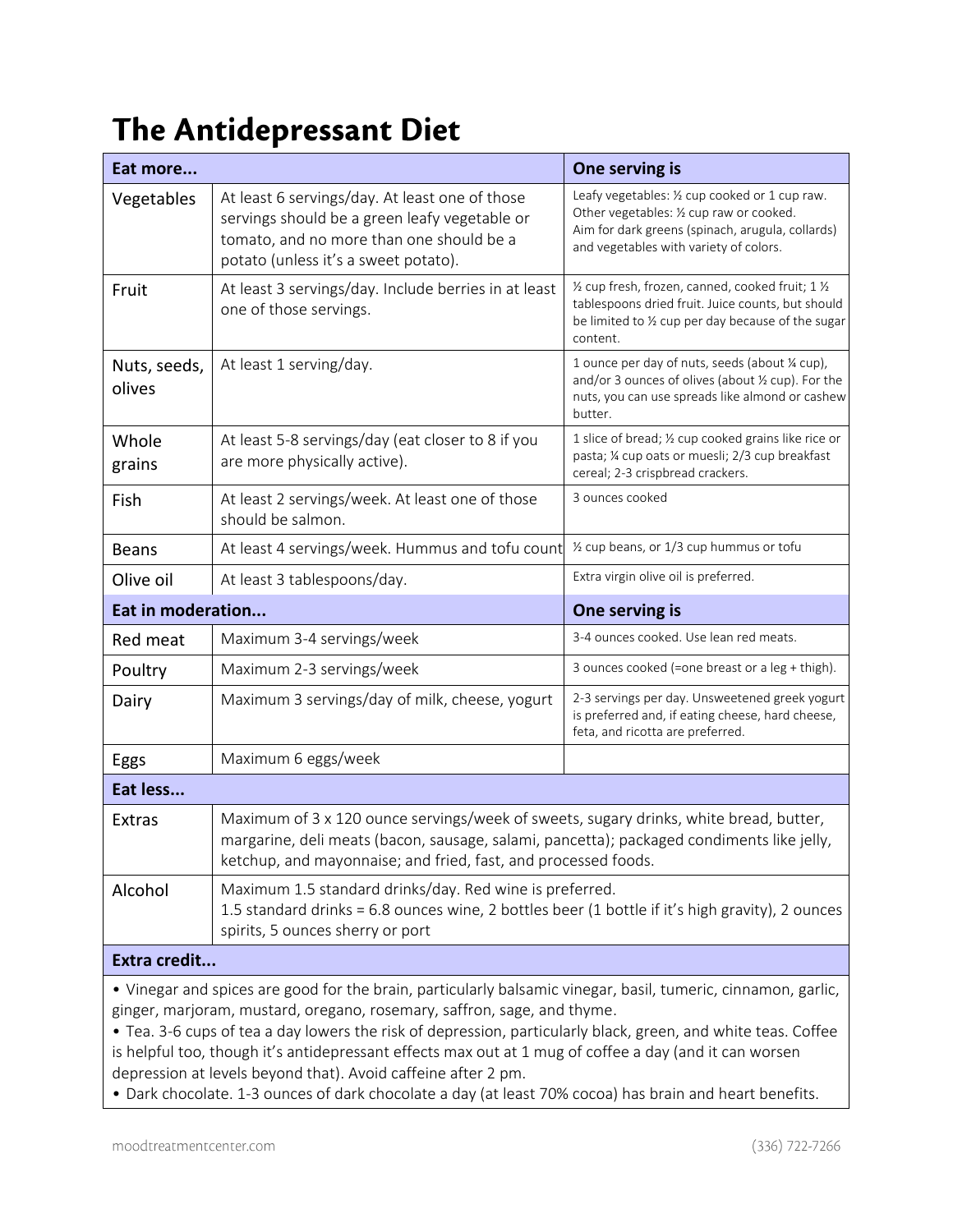# The Antidepressant Diet

| Eat more... | | One serving is |
|---|---|---|
| Vegetables | At least 6 servings/day. At least one of those servings should be a green leafy vegetable or tomato, and no more than one should be a potato (unless it's a sweet potato). | Leafy vegetables: ½ cup cooked or 1 cup raw. Other vegetables: ½ cup raw or cooked. Aim for dark greens (spinach, arugula, collards) and vegetables with variety of colors. |
| Fruit | At least 3 servings/day. Include berries in at least one of those servings. | ½ cup fresh, frozen, canned, cooked fruit; 1 ½ tablespoons dried fruit. Juice counts, but should be limited to ½ cup per day because of the sugar content. |
| Nuts, seeds, olives | At least 1 serving/day. | 1 ounce per day of nuts, seeds (about ¼ cup), and/or 3 ounces of olives (about ½ cup). For the nuts, you can use spreads like almond or cashew butter. |
| Whole grains | At least 5-8 servings/day (eat closer to 8 if you are more physically active). | 1 slice of bread; ½ cup cooked grains like rice or pasta; ¼ cup oats or muesli; 2/3 cup breakfast cereal; 2-3 crispbread crackers. |
| Fish | At least 2 servings/week. At least one of those should be salmon. | 3 ounces cooked |
| Beans | At least 4 servings/week. Hummus and tofu count | ½ cup beans, or 1/3 cup hummus or tofu |
| Olive oil | At least 3 tablespoons/day. | Extra virgin olive oil is preferred. |
| **Eat in moderation...** | | **One serving is** |
| Red meat | Maximum 3-4 servings/week | 3-4 ounces cooked. Use lean red meats. |
| Poultry | Maximum 2-3 servings/week | 3 ounces cooked (=one breast or a leg + thigh). |
| Dairy | Maximum 3 servings/day of milk, cheese, yogurt | 2-3 servings per day. Unsweetened greek yogurt is preferred and, if eating cheese, hard cheese, feta, and ricotta are preferred. |
| Eggs | Maximum 6 eggs/week | |
| **Eat less...** | | |
| Extras | Maximum of 3 x 120 ounce servings/week of sweets, sugary drinks, white bread, butter, margarine, deli meats (bacon, sausage, salami, pancetta); packaged condiments like jelly, ketchup, and mayonnaise; and fried, fast, and processed foods. | |
| Alcohol | Maximum 1.5 standard drinks/day. Red wine is preferred. 1.5 standard drinks = 6.8 ounces wine, 2 bottles beer (1 bottle if it's high gravity), 2 ounces spirits, 5 ounces sherry or port | |

**Extra credit...**

- Vinegar and spices are good for the brain, particularly balsamic vinegar, basil, tumeric, cinnamon, garlic, ginger, marjoram, mustard, oregano, rosemary, saffron, sage, and thyme.
- Tea. 3-6 cups of tea a day lowers the risk of depression, particularly black, green, and white teas. Coffee is helpful too, though it's antidepressant effects max out at 1 mug of coffee a day (and it can worsen depression at levels beyond that). Avoid caffeine after 2 pm.
- Dark chocolate. 1-3 ounces of dark chocolate a day (at least 70% cocoa) has brain and heart benefits.

moodtreatmentcenter.com (336) 722-7266